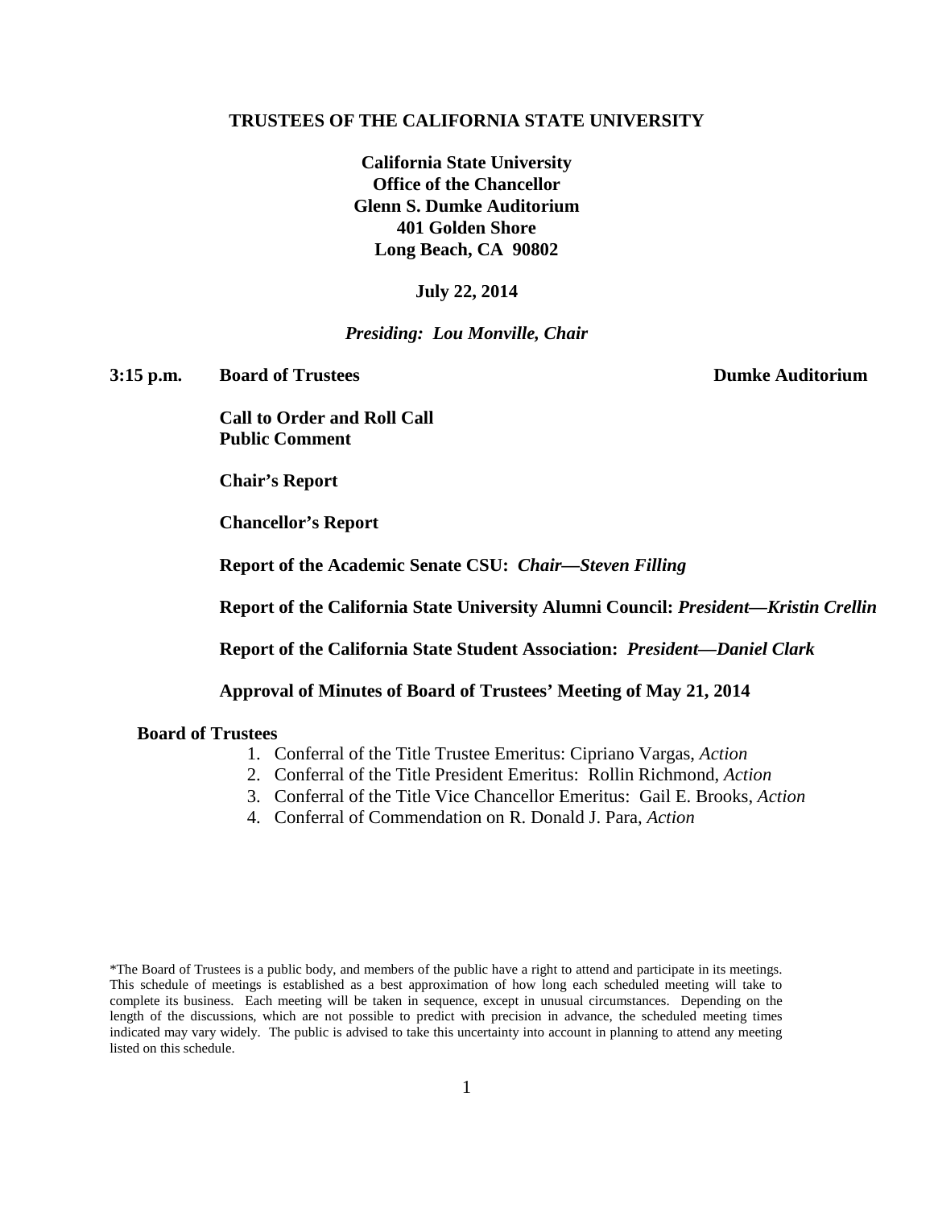**TRUSTEES OF THE CALIFORNIA STATE UNIVERSITY**

**California State University**
**Office of the Chancellor**
**Glenn S. Dumke Auditorium**
**401 Golden Shore**
**Long Beach, CA 90802**

**July 22, 2014**

***Presiding: Lou Monville, Chair***

**3:15 p.m. Board of Trustees** **Dumke Auditorium**

**Call to Order and Roll Call**
**Public Comment**

**Chair's Report**

**Chancellor's Report**

**Report of the Academic Senate CSU:** ***Chair—Steven Filling***

**Report of the California State University Alumni Council:** ***President—Kristin Crellin***

**Report of the California State Student Association:** ***President—Daniel Clark***

**Approval of Minutes of Board of Trustees' Meeting of May 21, 2014**

**Board of Trustees**

1. Conferral of the Title Trustee Emeritus: Cipriano Vargas, *Action*
2. Conferral of the Title President Emeritus: Rollin Richmond, *Action*
3. Conferral of the Title Vice Chancellor Emeritus: Gail E. Brooks, *Action*
4. Conferral of Commendation on R. Donald J. Para, *Action*

*The Board of Trustees is a public body, and members of the public have a right to attend and participate in its meetings. This schedule of meetings is established as a best approximation of how long each scheduled meeting will take to complete its business. Each meeting will be taken in sequence, except in unusual circumstances. Depending on the length of the discussions, which are not possible to predict with precision in advance, the scheduled meeting times indicated may vary widely. The public is advised to take this uncertainty into account in planning to attend any meeting listed on this schedule.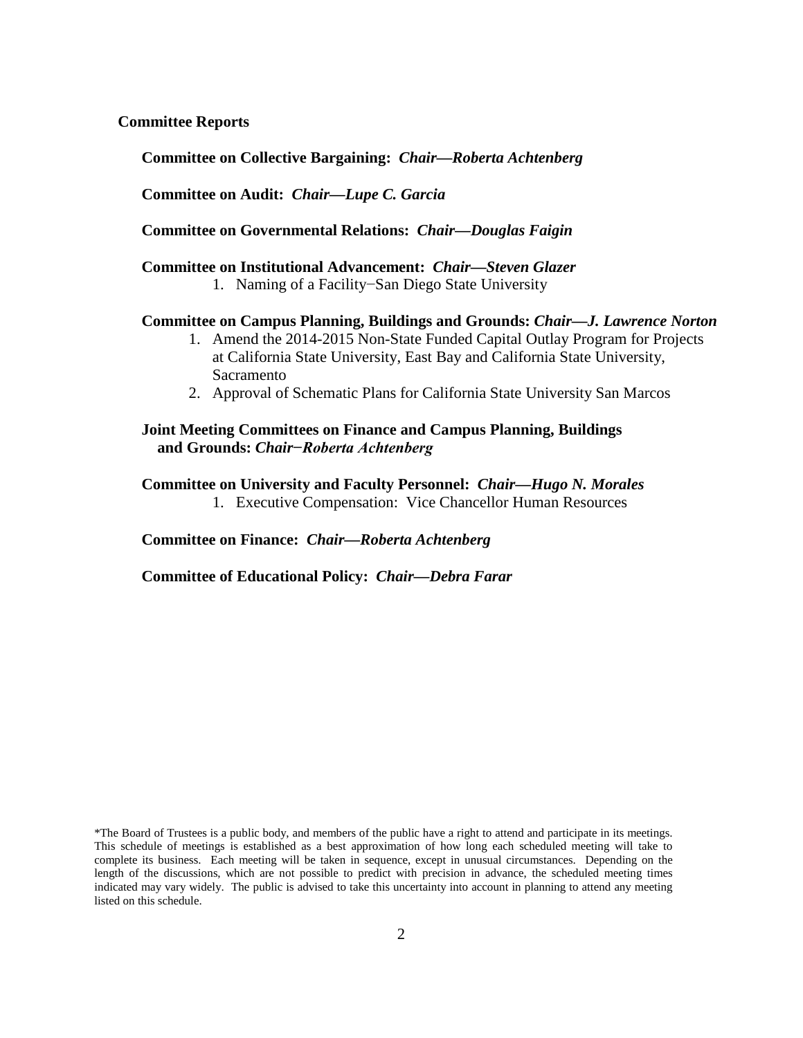**Committee Reports**

**Committee on Collective Bargaining:** ***Chair—Roberta Achtenberg***

**Committee on Audit:** ***Chair—Lupe C. Garcia***

**Committee on Governmental Relations:** ***Chair—Douglas Faigin***

**Committee on Institutional Advancement:** ***Chair—Steven Glazer***

1. Naming of a Facility−San Diego State University

**Committee on Campus Planning, Buildings and Grounds:** ***Chair—J. Lawrence Norton***

1. Amend the 2014-2015 Non-State Funded Capital Outlay Program for Projects at California State University, East Bay and California State University, Sacramento
2. Approval of Schematic Plans for California State University San Marcos

**Joint Meeting Committees on Finance and Campus Planning, Buildings and Grounds:** ***Chair−Roberta Achtenberg***

**Committee on University and Faculty Personnel:** ***Chair—Hugo N. Morales***

1. Executive Compensation: Vice Chancellor Human Resources

**Committee on Finance:** ***Chair—Roberta Achtenberg***

**Committee of Educational Policy:** ***Chair—Debra Farar***

*The Board of Trustees is a public body, and members of the public have a right to attend and participate in its meetings. This schedule of meetings is established as a best approximation of how long each scheduled meeting will take to complete its business. Each meeting will be taken in sequence, except in unusual circumstances. Depending on the length of the discussions, which are not possible to predict with precision in advance, the scheduled meeting times indicated may vary widely. The public is advised to take this uncertainty into account in planning to attend any meeting listed on this schedule.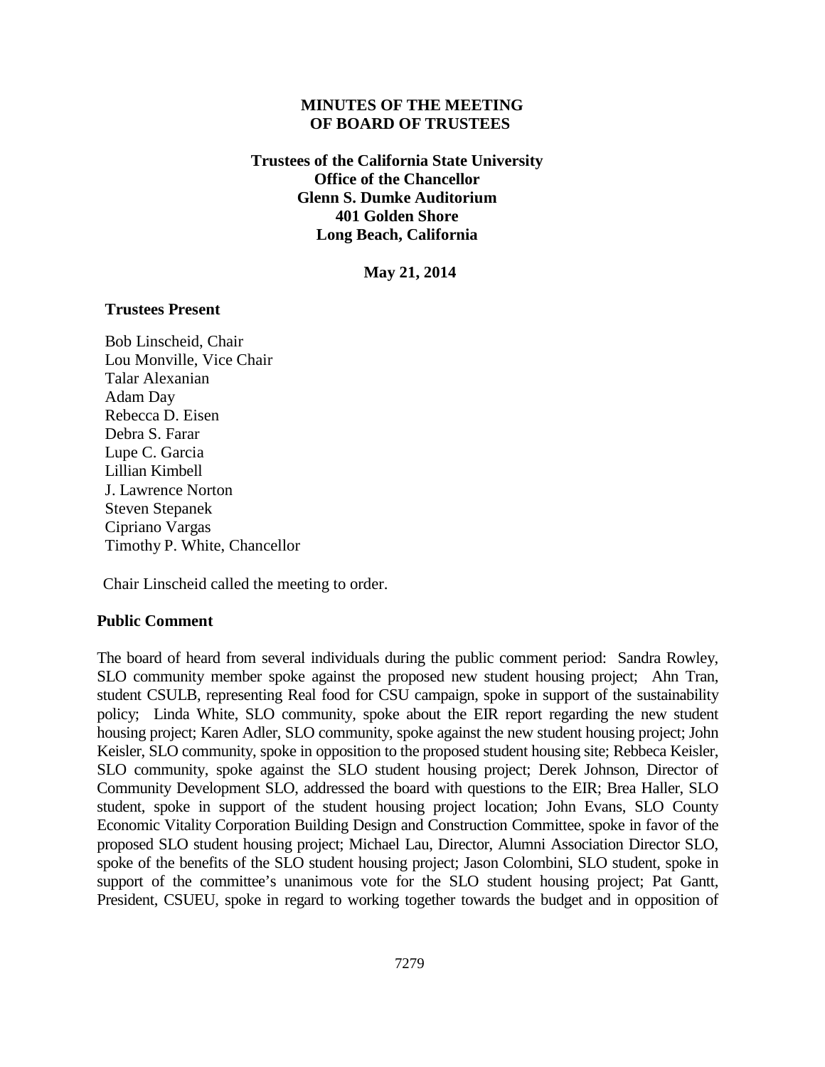# MINUTES OF THE MEETING OF BOARD OF TRUSTEES

**Trustees of the California State University**
**Office of the Chancellor**
**Glenn S. Dumke Auditorium**
**401 Golden Shore**
**Long Beach, California**

**May 21, 2014**

## Trustees Present

Bob Linscheid, Chair
Lou Monville, Vice Chair
Talar Alexanian
Adam Day
Rebecca D. Eisen
Debra S. Farar
Lupe C. Garcia
Lillian Kimbell
J. Lawrence Norton
Steven Stepanek
Cipriano Vargas
Timothy P. White, Chancellor

Chair Linscheid called the meeting to order.

## Public Comment

The board of heard from several individuals during the public comment period: Sandra Rowley, SLO community member spoke against the proposed new student housing project; Ahn Tran, student CSULB, representing Real food for CSU campaign, spoke in support of the sustainability policy; Linda White, SLO community, spoke about the EIR report regarding the new student housing project; Karen Adler, SLO community, spoke against the new student housing project; John Keisler, SLO community, spoke in opposition to the proposed student housing site; Rebbeca Keisler, SLO community, spoke against the SLO student housing project; Derek Johnson, Director of Community Development SLO, addressed the board with questions to the EIR; Brea Haller, SLO student, spoke in support of the student housing project location; John Evans, SLO County Economic Vitality Corporation Building Design and Construction Committee, spoke in favor of the proposed SLO student housing project; Michael Lau, Director, Alumni Association Director SLO, spoke of the benefits of the SLO student housing project; Jason Colombini, SLO student, spoke in support of the committee's unanimous vote for the SLO student housing project; Pat Gantt, President, CSUEU, spoke in regard to working together towards the budget and in opposition of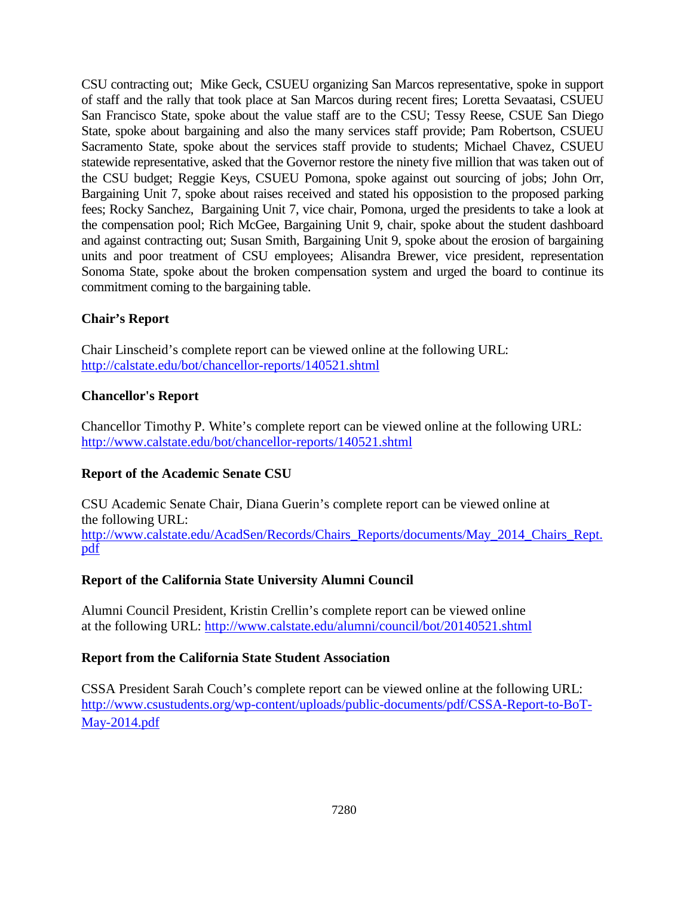CSU contracting out; Mike Geck, CSUEU organizing San Marcos representative, spoke in support of staff and the rally that took place at San Marcos during recent fires; Loretta Sevaatasi, CSUEU San Francisco State, spoke about the value staff are to the CSU; Tessy Reese, CSUE San Diego State, spoke about bargaining and also the many services staff provide; Pam Robertson, CSUEU Sacramento State, spoke about the services staff provide to students; Michael Chavez, CSUEU statewide representative, asked that the Governor restore the ninety five million that was taken out of the CSU budget; Reggie Keys, CSUEU Pomona, spoke against out sourcing of jobs; John Orr, Bargaining Unit 7, spoke about raises received and stated his opposistion to the proposed parking fees; Rocky Sanchez, Bargaining Unit 7, vice chair, Pomona, urged the presidents to take a look at the compensation pool; Rich McGee, Bargaining Unit 9, chair, spoke about the student dashboard and against contracting out; Susan Smith, Bargaining Unit 9, spoke about the erosion of bargaining units and poor treatment of CSU employees; Alisandra Brewer, vice president, representation Sonoma State, spoke about the broken compensation system and urged the board to continue its commitment coming to the bargaining table.

**Chair's Report**

Chair Linscheid's complete report can be viewed online at the following URL:
http://calstate.edu/bot/chancellor-reports/140521.shtml

**Chancellor's Report**

Chancellor Timothy P. White's complete report can be viewed online at the following URL:
http://www.calstate.edu/bot/chancellor-reports/140521.shtml

**Report of the Academic Senate CSU**

CSU Academic Senate Chair, Diana Guerin's complete report can be viewed online at the following URL:
http://www.calstate.edu/AcadSen/Records/Chairs_Reports/documents/May_2014_Chairs_Rept.pdf

**Report of the California State University Alumni Council**

Alumni Council President, Kristin Crellin's complete report can be viewed online at the following URL: http://www.calstate.edu/alumni/council/bot/20140521.shtml

**Report from the California State Student Association**

CSSA President Sarah Couch's complete report can be viewed online at the following URL:
http://www.csustudents.org/wp-content/uploads/public-documents/pdf/CSSA-Report-to-BoT-May-2014.pdf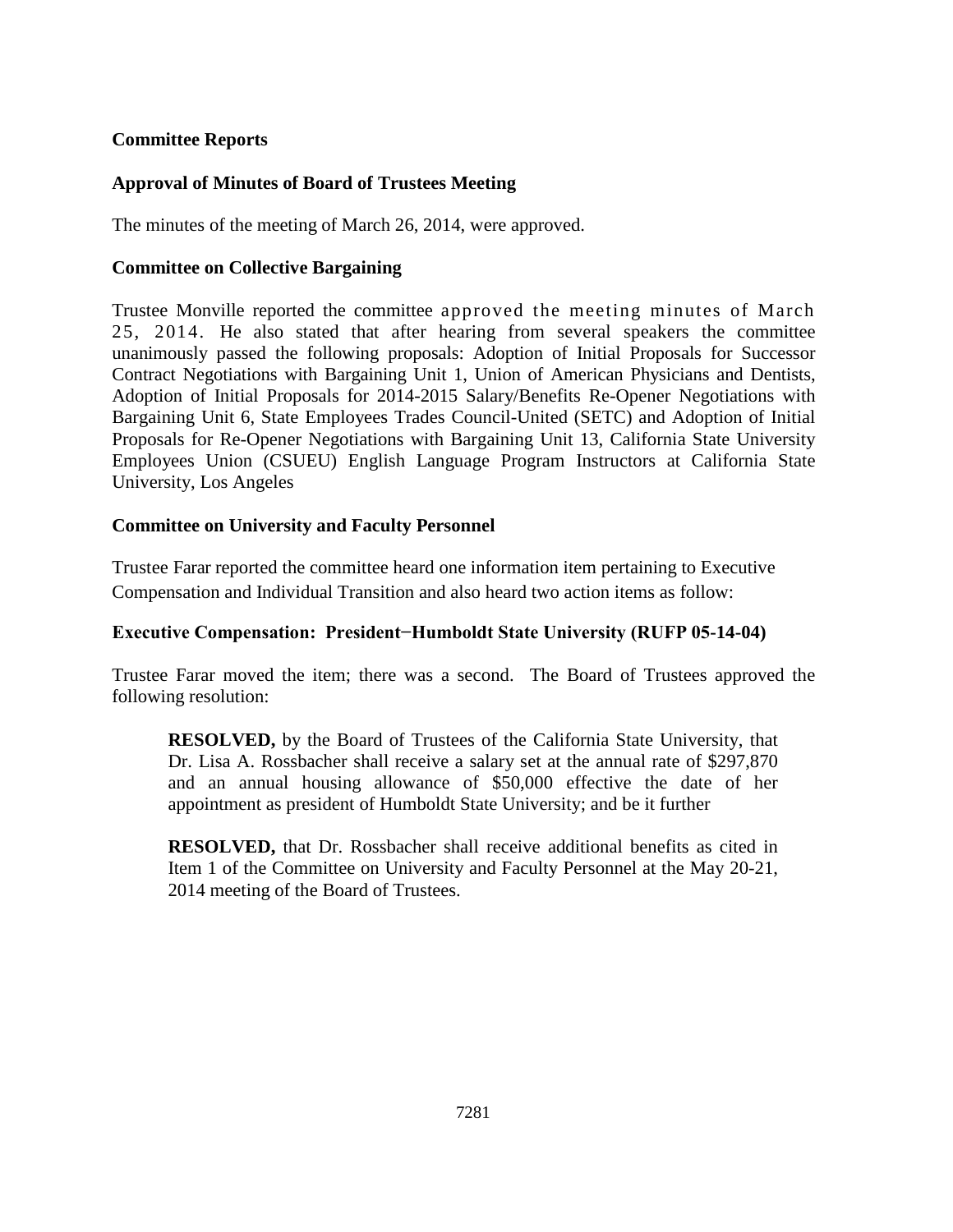**Committee Reports**

**Approval of Minutes of Board of Trustees Meeting**

The minutes of the meeting of March 26, 2014, were approved.

**Committee on Collective Bargaining**

Trustee Monville reported the committee approved the meeting minutes of March 25, 2014. He also stated that after hearing from several speakers the committee unanimously passed the following proposals: Adoption of Initial Proposals for Successor Contract Negotiations with Bargaining Unit 1, Union of American Physicians and Dentists, Adoption of Initial Proposals for 2014-2015 Salary/Benefits Re-Opener Negotiations with Bargaining Unit 6, State Employees Trades Council-United (SETC) and Adoption of Initial Proposals for Re-Opener Negotiations with Bargaining Unit 13, California State University Employees Union (CSUEU) English Language Program Instructors at California State University, Los Angeles

**Committee on University and Faculty Personnel**

Trustee Farar reported the committee heard one information item pertaining to Executive Compensation and Individual Transition and also heard two action items as follow:

**Executive Compensation: President−Humboldt State University (RUFP 05-14-04)**

Trustee Farar moved the item; there was a second. The Board of Trustees approved the following resolution:

> **RESOLVED,** by the Board of Trustees of the California State University, that Dr. Lisa A. Rossbacher shall receive a salary set at the annual rate of $297,870 and an annual housing allowance of $50,000 effective the date of her appointment as president of Humboldt State University; and be it further
>
> **RESOLVED,** that Dr. Rossbacher shall receive additional benefits as cited in Item 1 of the Committee on University and Faculty Personnel at the May 20-21, 2014 meeting of the Board of Trustees.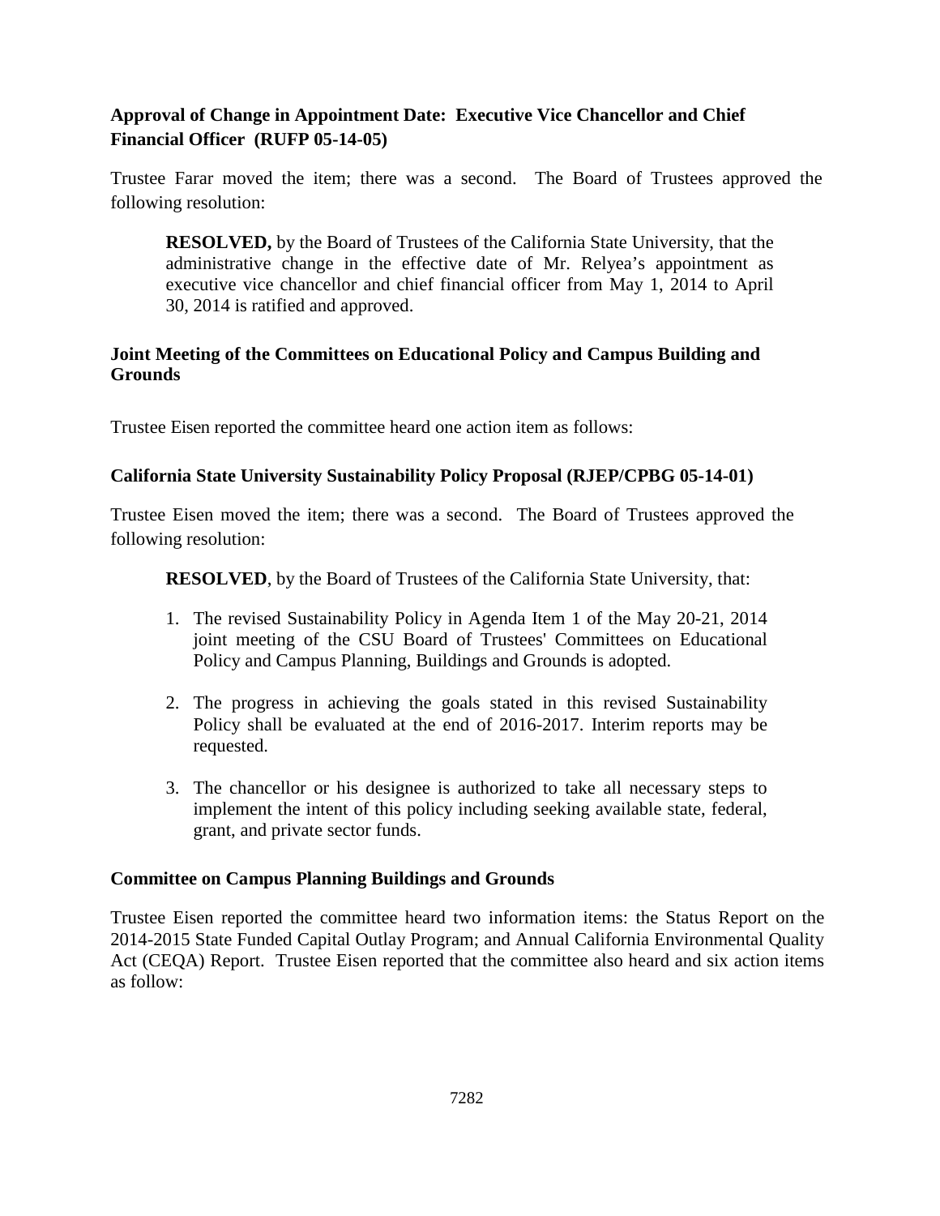**Approval of Change in Appointment Date: Executive Vice Chancellor and Chief Financial Officer (RUFP 05-14-05)**

Trustee Farar moved the item; there was a second. The Board of Trustees approved the following resolution:

> **RESOLVED,** by the Board of Trustees of the California State University, that the administrative change in the effective date of Mr. Relyea's appointment as executive vice chancellor and chief financial officer from May 1, 2014 to April 30, 2014 is ratified and approved.

**Joint Meeting of the Committees on Educational Policy and Campus Building and Grounds**

Trustee Eisen reported the committee heard one action item as follows:

**California State University Sustainability Policy Proposal (RJEP/CPBG 05-14-01)**

Trustee Eisen moved the item; there was a second. The Board of Trustees approved the following resolution:

> **RESOLVED**, by the Board of Trustees of the California State University, that:
>
> 1. The revised Sustainability Policy in Agenda Item 1 of the May 20-21, 2014 joint meeting of the CSU Board of Trustees' Committees on Educational Policy and Campus Planning, Buildings and Grounds is adopted.
>
> 2. The progress in achieving the goals stated in this revised Sustainability Policy shall be evaluated at the end of 2016-2017. Interim reports may be requested.
>
> 3. The chancellor or his designee is authorized to take all necessary steps to implement the intent of this policy including seeking available state, federal, grant, and private sector funds.

**Committee on Campus Planning Buildings and Grounds**

Trustee Eisen reported the committee heard two information items: the Status Report on the 2014-2015 State Funded Capital Outlay Program; and Annual California Environmental Quality Act (CEQA) Report. Trustee Eisen reported that the committee also heard and six action items as follow: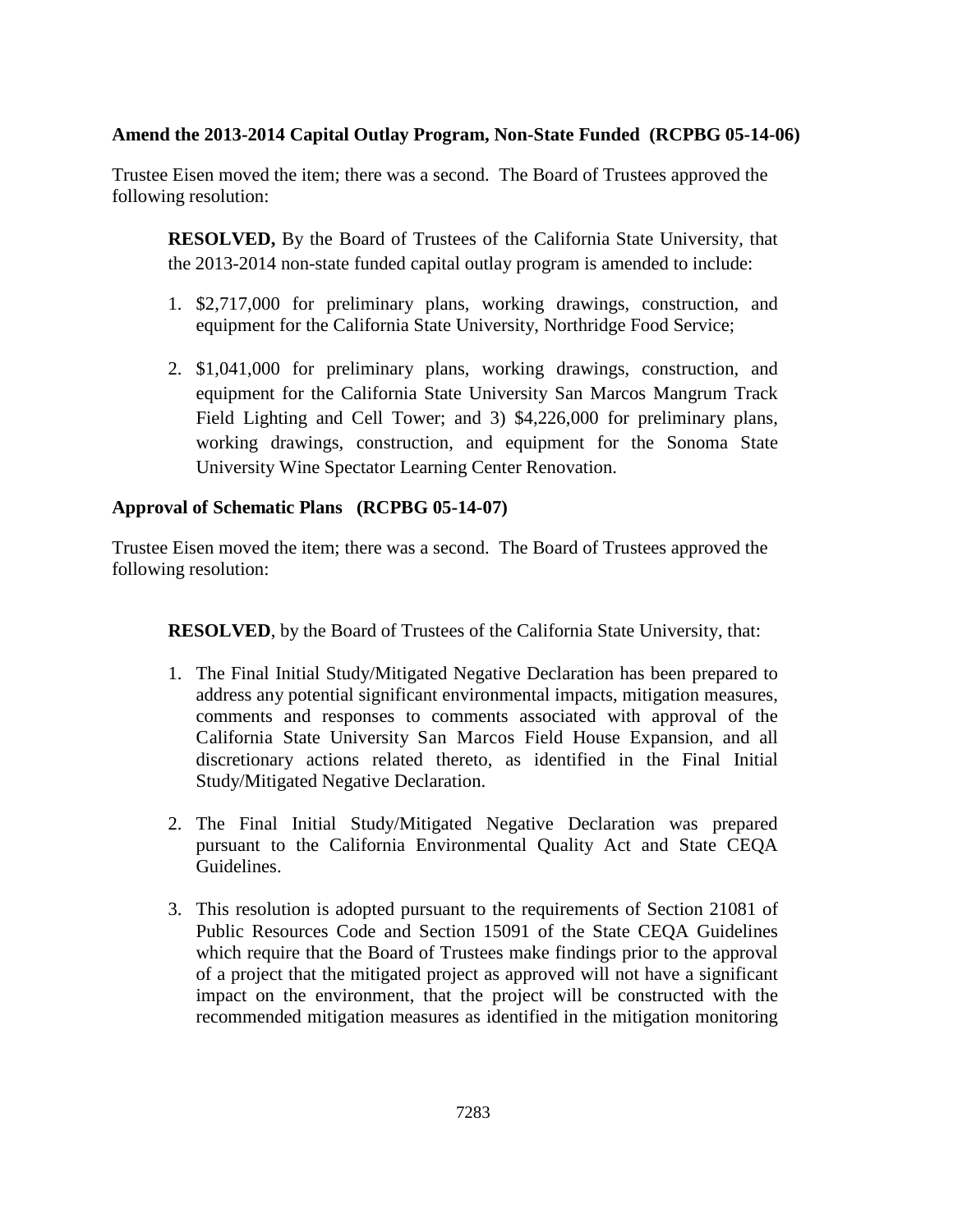**Amend the 2013-2014 Capital Outlay Program, Non-State Funded (RCPBG 05-14-06)**

Trustee Eisen moved the item; there was a second. The Board of Trustees approved the following resolution:

> **RESOLVED,** By the Board of Trustees of the California State University, that the 2013-2014 non-state funded capital outlay program is amended to include:
>
> 1. $2,717,000 for preliminary plans, working drawings, construction, and equipment for the California State University, Northridge Food Service;
>
> 2. $1,041,000 for preliminary plans, working drawings, construction, and equipment for the California State University San Marcos Mangrum Track Field Lighting and Cell Tower; and 3) $4,226,000 for preliminary plans, working drawings, construction, and equipment for the Sonoma State University Wine Spectator Learning Center Renovation.

**Approval of Schematic Plans (RCPBG 05-14-07)**

Trustee Eisen moved the item; there was a second. The Board of Trustees approved the following resolution:

> **RESOLVED**, by the Board of Trustees of the California State University, that:
>
> 1. The Final Initial Study/Mitigated Negative Declaration has been prepared to address any potential significant environmental impacts, mitigation measures, comments and responses to comments associated with approval of the California State University San Marcos Field House Expansion, and all discretionary actions related thereto, as identified in the Final Initial Study/Mitigated Negative Declaration.
>
> 2. The Final Initial Study/Mitigated Negative Declaration was prepared pursuant to the California Environmental Quality Act and State CEQA Guidelines.
>
> 3. This resolution is adopted pursuant to the requirements of Section 21081 of Public Resources Code and Section 15091 of the State CEQA Guidelines which require that the Board of Trustees make findings prior to the approval of a project that the mitigated project as approved will not have a significant impact on the environment, that the project will be constructed with the recommended mitigation measures as identified in the mitigation monitoring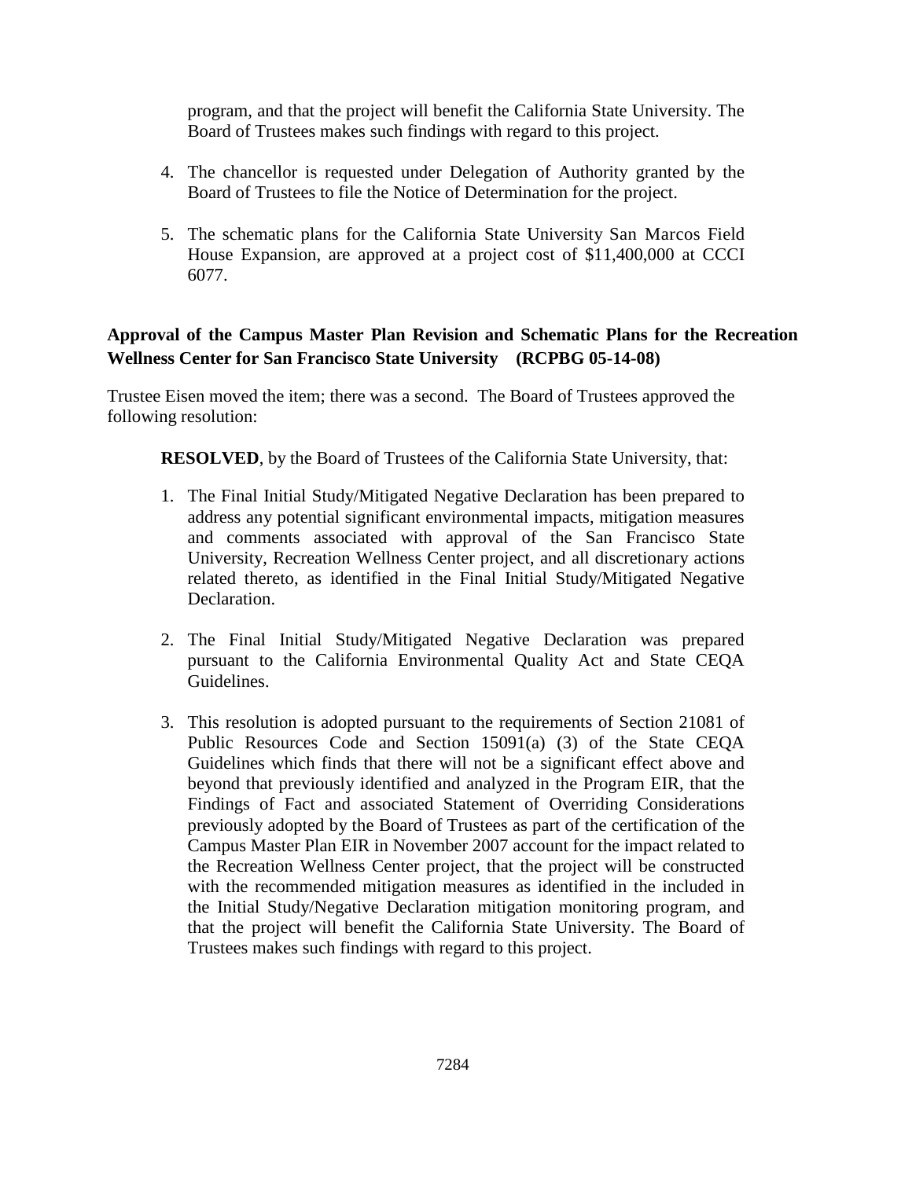program, and that the project will benefit the California State University. The Board of Trustees makes such findings with regard to this project.

4. The chancellor is requested under Delegation of Authority granted by the Board of Trustees to file the Notice of Determination for the project.

5. The schematic plans for the California State University San Marcos Field House Expansion, are approved at a project cost of $11,400,000 at CCCI 6077.

**Approval of the Campus Master Plan Revision and Schematic Plans for the Recreation Wellness Center for San Francisco State University (RCPBG 05-14-08)**

Trustee Eisen moved the item; there was a second. The Board of Trustees approved the following resolution:

**RESOLVED**, by the Board of Trustees of the California State University, that:

1. The Final Initial Study/Mitigated Negative Declaration has been prepared to address any potential significant environmental impacts, mitigation measures and comments associated with approval of the San Francisco State University, Recreation Wellness Center project, and all discretionary actions related thereto, as identified in the Final Initial Study/Mitigated Negative Declaration.

2. The Final Initial Study/Mitigated Negative Declaration was prepared pursuant to the California Environmental Quality Act and State CEQA Guidelines.

3. This resolution is adopted pursuant to the requirements of Section 21081 of Public Resources Code and Section 15091(a) (3) of the State CEQA Guidelines which finds that there will not be a significant effect above and beyond that previously identified and analyzed in the Program EIR, that the Findings of Fact and associated Statement of Overriding Considerations previously adopted by the Board of Trustees as part of the certification of the Campus Master Plan EIR in November 2007 account for the impact related to the Recreation Wellness Center project, that the project will be constructed with the recommended mitigation measures as identified in the included in the Initial Study/Negative Declaration mitigation monitoring program, and that the project will benefit the California State University. The Board of Trustees makes such findings with regard to this project.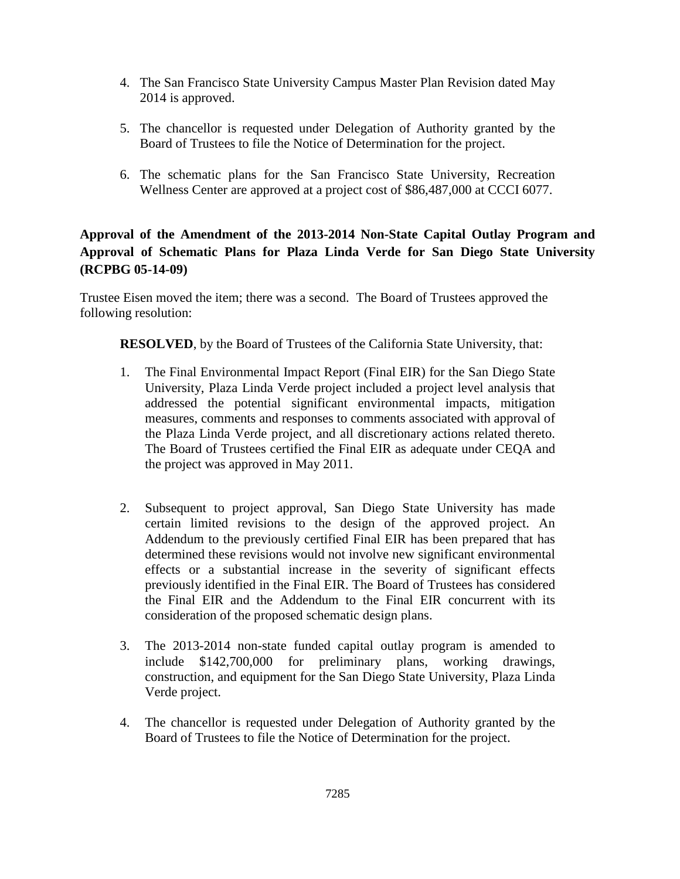4. The San Francisco State University Campus Master Plan Revision dated May 2014 is approved.

5. The chancellor is requested under Delegation of Authority granted by the Board of Trustees to file the Notice of Determination for the project.

6. The schematic plans for the San Francisco State University, Recreation Wellness Center are approved at a project cost of $86,487,000 at CCCI 6077.

**Approval of the Amendment of the 2013-2014 Non-State Capital Outlay Program and Approval of Schematic Plans for Plaza Linda Verde for San Diego State University (RCPBG 05-14-09)**

Trustee Eisen moved the item; there was a second. The Board of Trustees approved the following resolution:

**RESOLVED**, by the Board of Trustees of the California State University, that:

1. The Final Environmental Impact Report (Final EIR) for the San Diego State University, Plaza Linda Verde project included a project level analysis that addressed the potential significant environmental impacts, mitigation measures, comments and responses to comments associated with approval of the Plaza Linda Verde project, and all discretionary actions related thereto. The Board of Trustees certified the Final EIR as adequate under CEQA and the project was approved in May 2011.

2. Subsequent to project approval, San Diego State University has made certain limited revisions to the design of the approved project. An Addendum to the previously certified Final EIR has been prepared that has determined these revisions would not involve new significant environmental effects or a substantial increase in the severity of significant effects previously identified in the Final EIR. The Board of Trustees has considered the Final EIR and the Addendum to the Final EIR concurrent with its consideration of the proposed schematic design plans.

3. The 2013-2014 non-state funded capital outlay program is amended to include $142,700,000 for preliminary plans, working drawings, construction, and equipment for the San Diego State University, Plaza Linda Verde project.

4. The chancellor is requested under Delegation of Authority granted by the Board of Trustees to file the Notice of Determination for the project.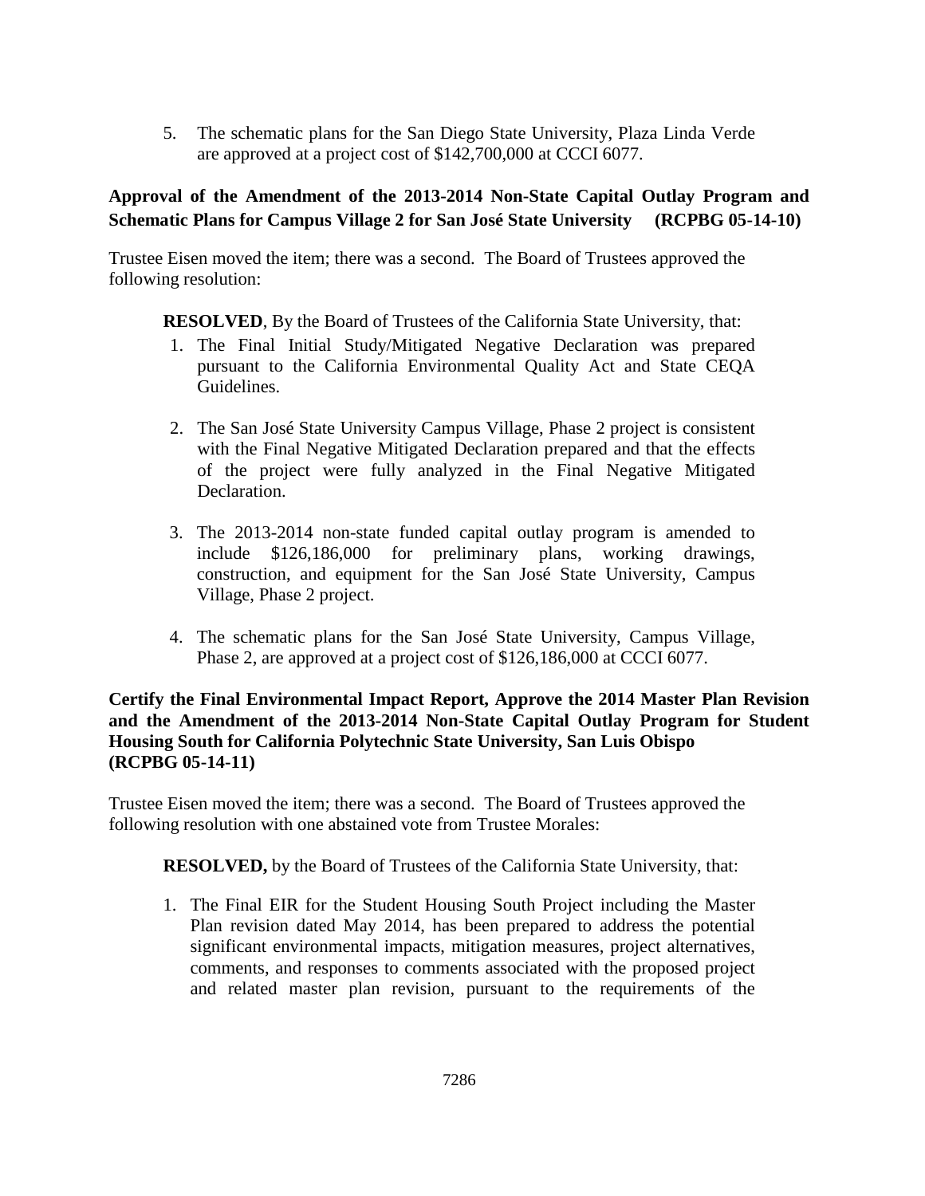5. The schematic plans for the San Diego State University, Plaza Linda Verde are approved at a project cost of $142,700,000 at CCCI 6077.

**Approval of the Amendment of the 2013-2014 Non-State Capital Outlay Program and Schematic Plans for Campus Village 2 for San José State University (RCPBG 05-14-10)**

Trustee Eisen moved the item; there was a second. The Board of Trustees approved the following resolution:

**RESOLVED**, By the Board of Trustees of the California State University, that:

1. The Final Initial Study/Mitigated Negative Declaration was prepared pursuant to the California Environmental Quality Act and State CEQA Guidelines.

2. The San José State University Campus Village, Phase 2 project is consistent with the Final Negative Mitigated Declaration prepared and that the effects of the project were fully analyzed in the Final Negative Mitigated Declaration.

3. The 2013-2014 non-state funded capital outlay program is amended to include $126,186,000 for preliminary plans, working drawings, construction, and equipment for the San José State University, Campus Village, Phase 2 project.

4. The schematic plans for the San José State University, Campus Village, Phase 2, are approved at a project cost of $126,186,000 at CCCI 6077.

**Certify the Final Environmental Impact Report, Approve the 2014 Master Plan Revision and the Amendment of the 2013-2014 Non-State Capital Outlay Program for Student Housing South for California Polytechnic State University, San Luis Obispo (RCPBG 05-14-11)**

Trustee Eisen moved the item; there was a second. The Board of Trustees approved the following resolution with one abstained vote from Trustee Morales:

**RESOLVED,** by the Board of Trustees of the California State University, that:

1. The Final EIR for the Student Housing South Project including the Master Plan revision dated May 2014, has been prepared to address the potential significant environmental impacts, mitigation measures, project alternatives, comments, and responses to comments associated with the proposed project and related master plan revision, pursuant to the requirements of the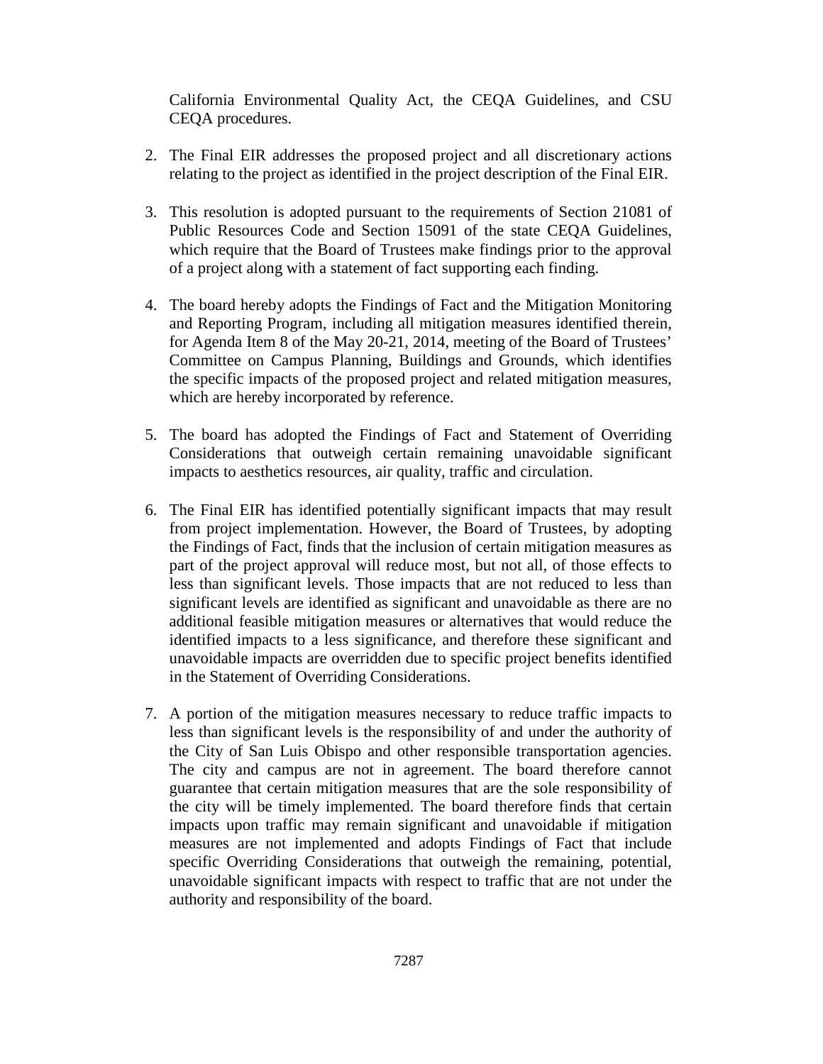California Environmental Quality Act, the CEQA Guidelines, and CSU CEQA procedures.

2. The Final EIR addresses the proposed project and all discretionary actions relating to the project as identified in the project description of the Final EIR.

3. This resolution is adopted pursuant to the requirements of Section 21081 of Public Resources Code and Section 15091 of the state CEQA Guidelines, which require that the Board of Trustees make findings prior to the approval of a project along with a statement of fact supporting each finding.

4. The board hereby adopts the Findings of Fact and the Mitigation Monitoring and Reporting Program, including all mitigation measures identified therein, for Agenda Item 8 of the May 20-21, 2014, meeting of the Board of Trustees' Committee on Campus Planning, Buildings and Grounds, which identifies the specific impacts of the proposed project and related mitigation measures, which are hereby incorporated by reference.

5. The board has adopted the Findings of Fact and Statement of Overriding Considerations that outweigh certain remaining unavoidable significant impacts to aesthetics resources, air quality, traffic and circulation.

6. The Final EIR has identified potentially significant impacts that may result from project implementation. However, the Board of Trustees, by adopting the Findings of Fact, finds that the inclusion of certain mitigation measures as part of the project approval will reduce most, but not all, of those effects to less than significant levels. Those impacts that are not reduced to less than significant levels are identified as significant and unavoidable as there are no additional feasible mitigation measures or alternatives that would reduce the identified impacts to a less significance, and therefore these significant and unavoidable impacts are overridden due to specific project benefits identified in the Statement of Overriding Considerations.

7. A portion of the mitigation measures necessary to reduce traffic impacts to less than significant levels is the responsibility of and under the authority of the City of San Luis Obispo and other responsible transportation agencies. The city and campus are not in agreement. The board therefore cannot guarantee that certain mitigation measures that are the sole responsibility of the city will be timely implemented. The board therefore finds that certain impacts upon traffic may remain significant and unavoidable if mitigation measures are not implemented and adopts Findings of Fact that include specific Overriding Considerations that outweigh the remaining, potential, unavoidable significant impacts with respect to traffic that are not under the authority and responsibility of the board.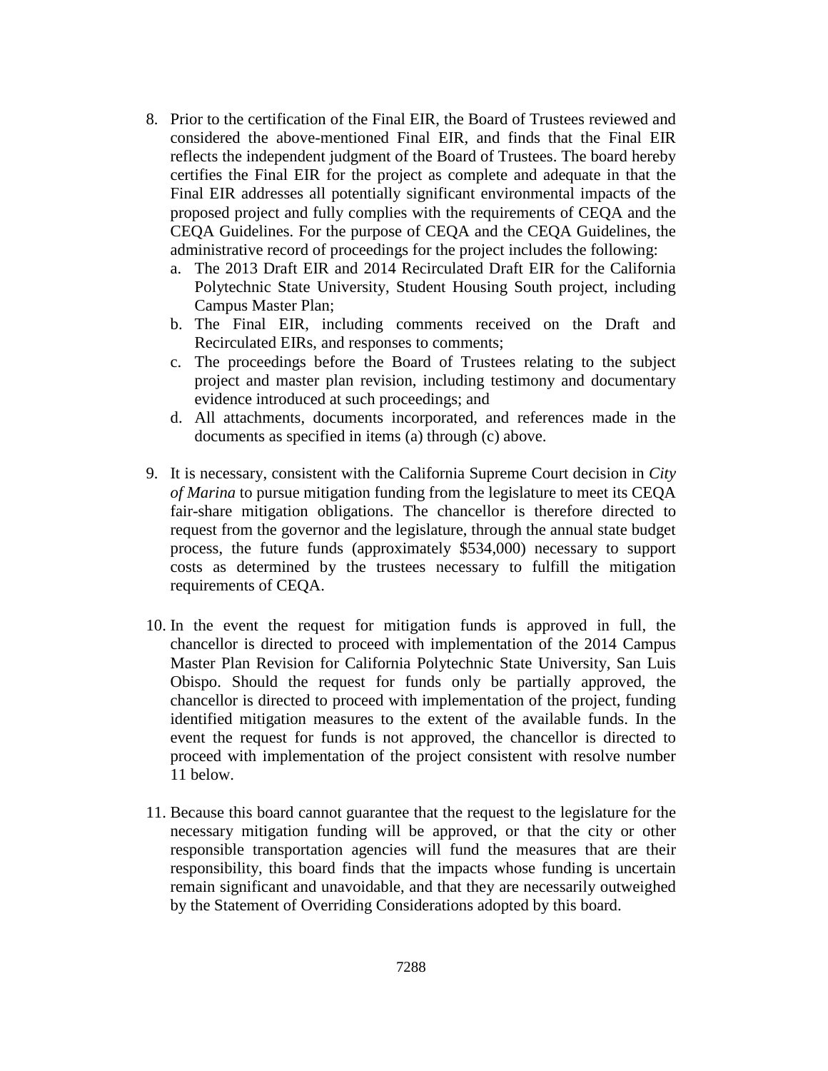8. Prior to the certification of the Final EIR, the Board of Trustees reviewed and considered the above-mentioned Final EIR, and finds that the Final EIR reflects the independent judgment of the Board of Trustees. The board hereby certifies the Final EIR for the project as complete and adequate in that the Final EIR addresses all potentially significant environmental impacts of the proposed project and fully complies with the requirements of CEQA and the CEQA Guidelines. For the purpose of CEQA and the CEQA Guidelines, the administrative record of proceedings for the project includes the following:
   a. The 2013 Draft EIR and 2014 Recirculated Draft EIR for the California Polytechnic State University, Student Housing South project, including Campus Master Plan;
   b. The Final EIR, including comments received on the Draft and Recirculated EIRs, and responses to comments;
   c. The proceedings before the Board of Trustees relating to the subject project and master plan revision, including testimony and documentary evidence introduced at such proceedings; and
   d. All attachments, documents incorporated, and references made in the documents as specified in items (a) through (c) above.

9. It is necessary, consistent with the California Supreme Court decision in *City of Marina* to pursue mitigation funding from the legislature to meet its CEQA fair-share mitigation obligations. The chancellor is therefore directed to request from the governor and the legislature, through the annual state budget process, the future funds (approximately $534,000) necessary to support costs as determined by the trustees necessary to fulfill the mitigation requirements of CEQA.

10. In the event the request for mitigation funds is approved in full, the chancellor is directed to proceed with implementation of the 2014 Campus Master Plan Revision for California Polytechnic State University, San Luis Obispo. Should the request for funds only be partially approved, the chancellor is directed to proceed with implementation of the project, funding identified mitigation measures to the extent of the available funds. In the event the request for funds is not approved, the chancellor is directed to proceed with implementation of the project consistent with resolve number 11 below.

11. Because this board cannot guarantee that the request to the legislature for the necessary mitigation funding will be approved, or that the city or other responsible transportation agencies will fund the measures that are their responsibility, this board finds that the impacts whose funding is uncertain remain significant and unavoidable, and that they are necessarily outweighed by the Statement of Overriding Considerations adopted by this board.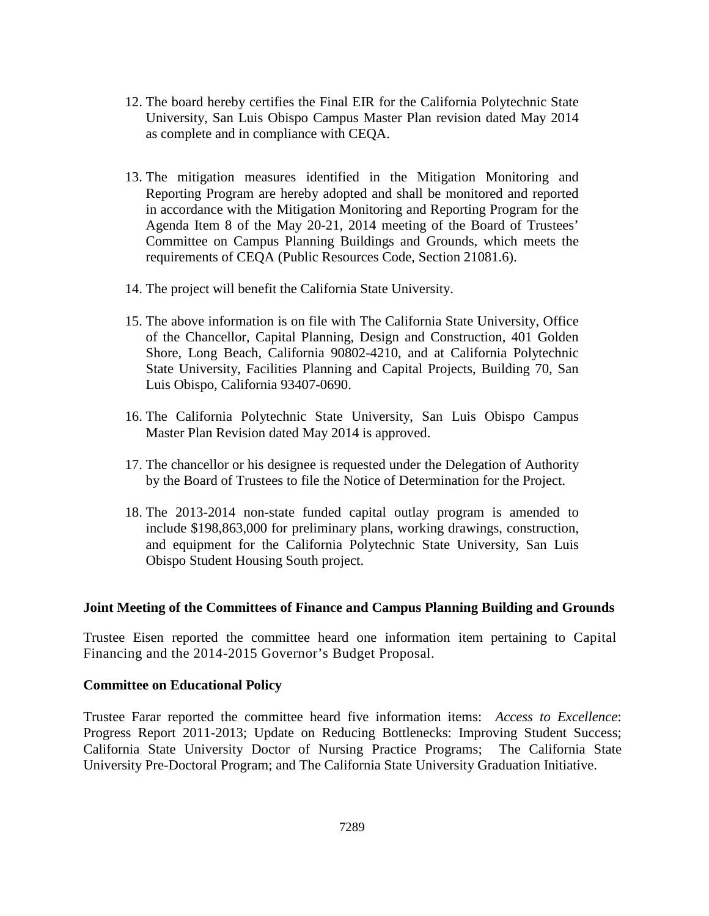12. The board hereby certifies the Final EIR for the California Polytechnic State University, San Luis Obispo Campus Master Plan revision dated May 2014 as complete and in compliance with CEQA.

13. The mitigation measures identified in the Mitigation Monitoring and Reporting Program are hereby adopted and shall be monitored and reported in accordance with the Mitigation Monitoring and Reporting Program for the Agenda Item 8 of the May 20-21, 2014 meeting of the Board of Trustees' Committee on Campus Planning Buildings and Grounds, which meets the requirements of CEQA (Public Resources Code, Section 21081.6).

14. The project will benefit the California State University.

15. The above information is on file with The California State University, Office of the Chancellor, Capital Planning, Design and Construction, 401 Golden Shore, Long Beach, California 90802-4210, and at California Polytechnic State University, Facilities Planning and Capital Projects, Building 70, San Luis Obispo, California 93407-0690.

16. The California Polytechnic State University, San Luis Obispo Campus Master Plan Revision dated May 2014 is approved.

17. The chancellor or his designee is requested under the Delegation of Authority by the Board of Trustees to file the Notice of Determination for the Project.

18. The 2013-2014 non-state funded capital outlay program is amended to include $198,863,000 for preliminary plans, working drawings, construction, and equipment for the California Polytechnic State University, San Luis Obispo Student Housing South project.

**Joint Meeting of the Committees of Finance and Campus Planning Building and Grounds**

Trustee Eisen reported the committee heard one information item pertaining to Capital Financing and the 2014-2015 Governor's Budget Proposal.

**Committee on Educational Policy**

Trustee Farar reported the committee heard five information items: *Access to Excellence*: Progress Report 2011-2013; Update on Reducing Bottlenecks: Improving Student Success; California State University Doctor of Nursing Practice Programs; The California State University Pre-Doctoral Program; and The California State University Graduation Initiative.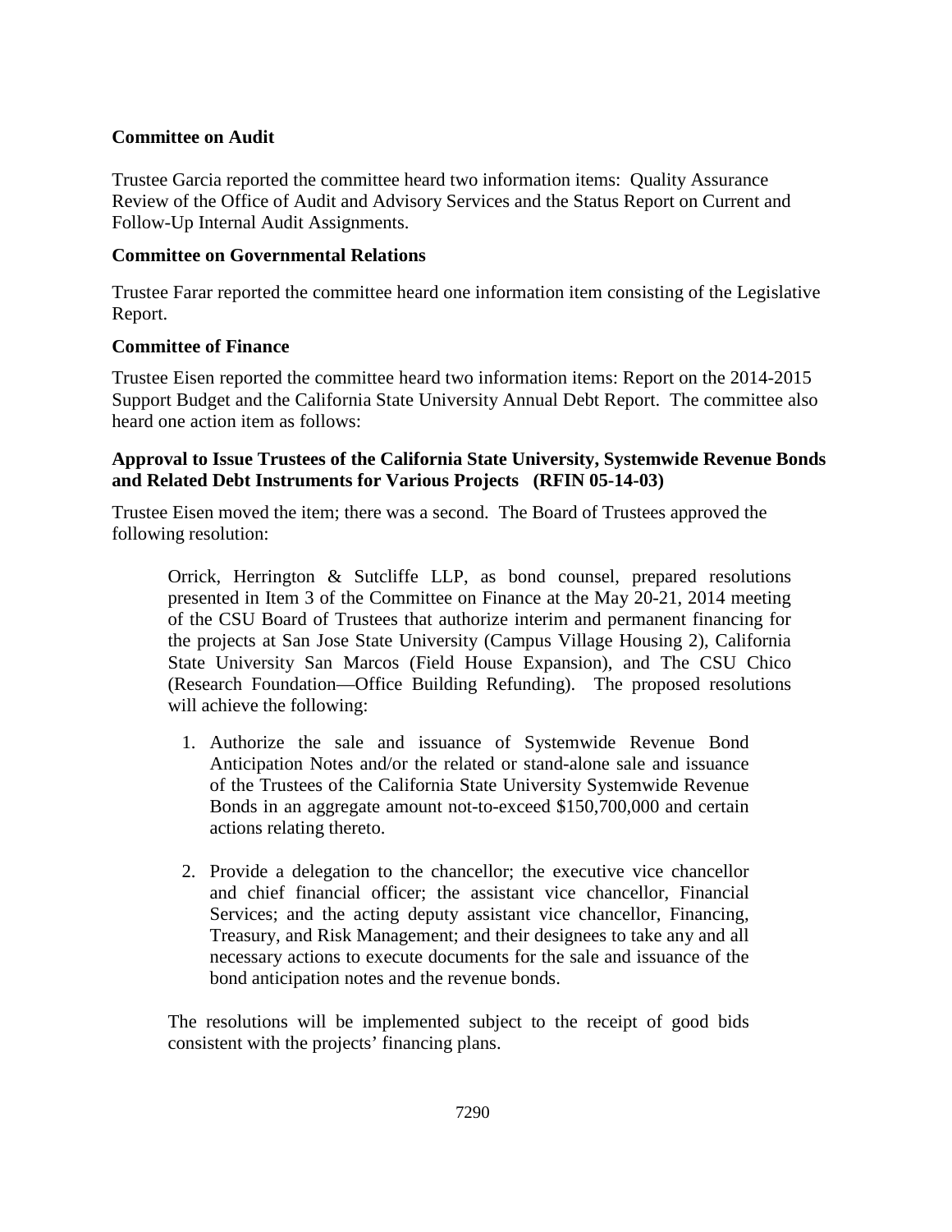**Committee on Audit**

Trustee Garcia reported the committee heard two information items: Quality Assurance Review of the Office of Audit and Advisory Services and the Status Report on Current and Follow-Up Internal Audit Assignments.

**Committee on Governmental Relations**

Trustee Farar reported the committee heard one information item consisting of the Legislative Report.

**Committee of Finance**

Trustee Eisen reported the committee heard two information items: Report on the 2014-2015 Support Budget and the California State University Annual Debt Report. The committee also heard one action item as follows:

**Approval to Issue Trustees of the California State University, Systemwide Revenue Bonds and Related Debt Instruments for Various Projects (RFIN 05-14-03)**

Trustee Eisen moved the item; there was a second. The Board of Trustees approved the following resolution:

> Orrick, Herrington & Sutcliffe LLP, as bond counsel, prepared resolutions presented in Item 3 of the Committee on Finance at the May 20-21, 2014 meeting of the CSU Board of Trustees that authorize interim and permanent financing for the projects at San Jose State University (Campus Village Housing 2), California State University San Marcos (Field House Expansion), and The CSU Chico (Research Foundation—Office Building Refunding). The proposed resolutions will achieve the following:
>
> 1. Authorize the sale and issuance of Systemwide Revenue Bond Anticipation Notes and/or the related or stand-alone sale and issuance of the Trustees of the California State University Systemwide Revenue Bonds in an aggregate amount not-to-exceed $150,700,000 and certain actions relating thereto.
>
> 2. Provide a delegation to the chancellor; the executive vice chancellor and chief financial officer; the assistant vice chancellor, Financial Services; and the acting deputy assistant vice chancellor, Financing, Treasury, and Risk Management; and their designees to take any and all necessary actions to execute documents for the sale and issuance of the bond anticipation notes and the revenue bonds.
>
> The resolutions will be implemented subject to the receipt of good bids consistent with the projects' financing plans.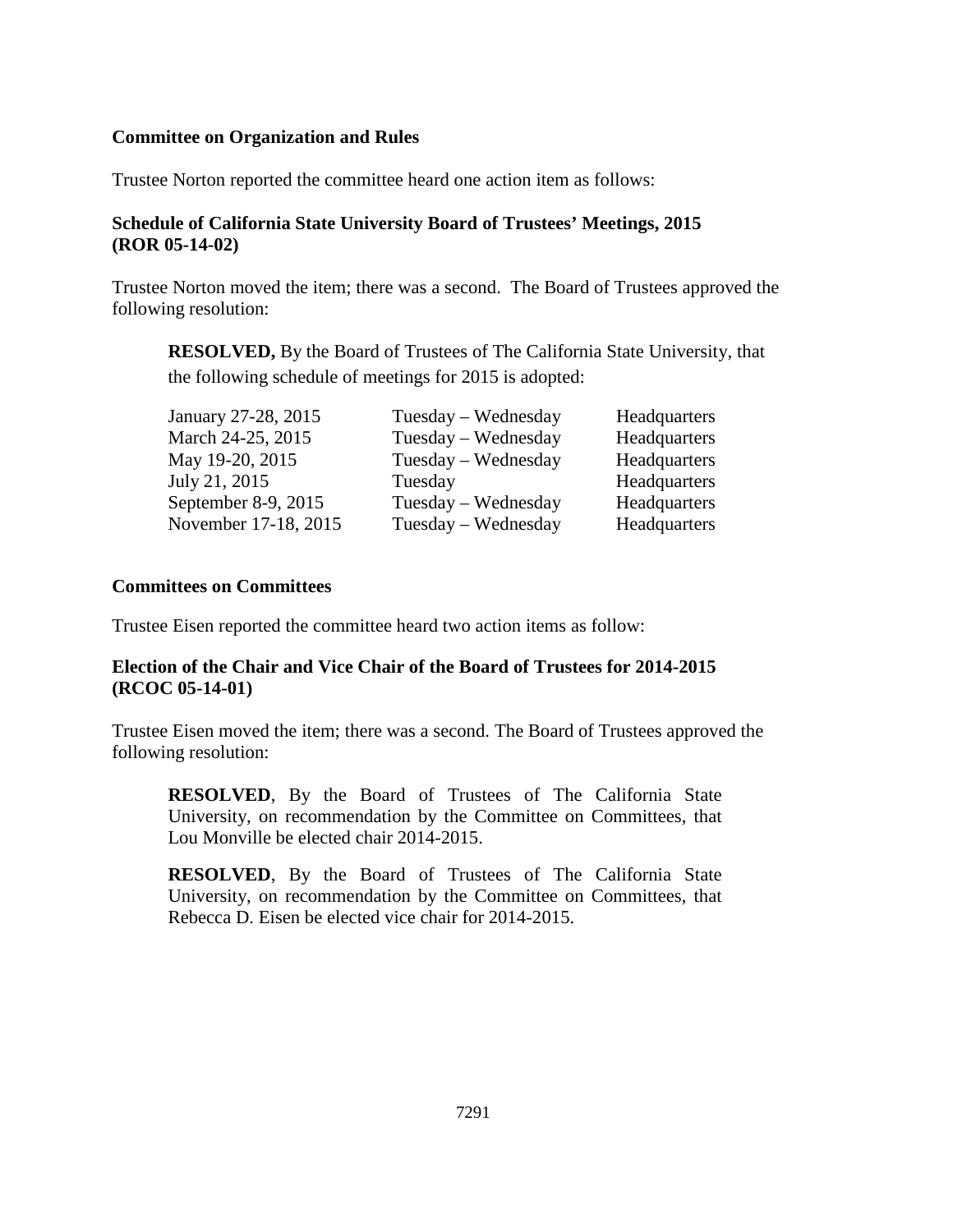### Committee on Organization and Rules

Trustee Norton reported the committee heard one action item as follows:

#### Schedule of California State University Board of Trustees' Meetings, 2015 (ROR 05-14-02)

Trustee Norton moved the item; there was a second. The Board of Trustees approved the following resolution:

> **RESOLVED,** By the Board of Trustees of The California State University, that the following schedule of meetings for 2015 is adopted:
>
> | | | |
> |---|---|---|
> | January 27-28, 2015 | Tuesday – Wednesday | Headquarters |
> | March 24-25, 2015 | Tuesday – Wednesday | Headquarters |
> | May 19-20, 2015 | Tuesday – Wednesday | Headquarters |
> | July 21, 2015 | Tuesday | Headquarters |
> | September 8-9, 2015 | Tuesday – Wednesday | Headquarters |
> | November 17-18, 2015 | Tuesday – Wednesday | Headquarters |

### Committees on Committees

Trustee Eisen reported the committee heard two action items as follow:

#### Election of the Chair and Vice Chair of the Board of Trustees for 2014-2015 (RCOC 05-14-01)

Trustee Eisen moved the item; there was a second. The Board of Trustees approved the following resolution:

> **RESOLVED**, By the Board of Trustees of The California State University, on recommendation by the Committee on Committees, that Lou Monville be elected chair 2014-2015.
>
> **RESOLVED**, By the Board of Trustees of The California State University, on recommendation by the Committee on Committees, that Rebecca D. Eisen be elected vice chair for 2014-2015.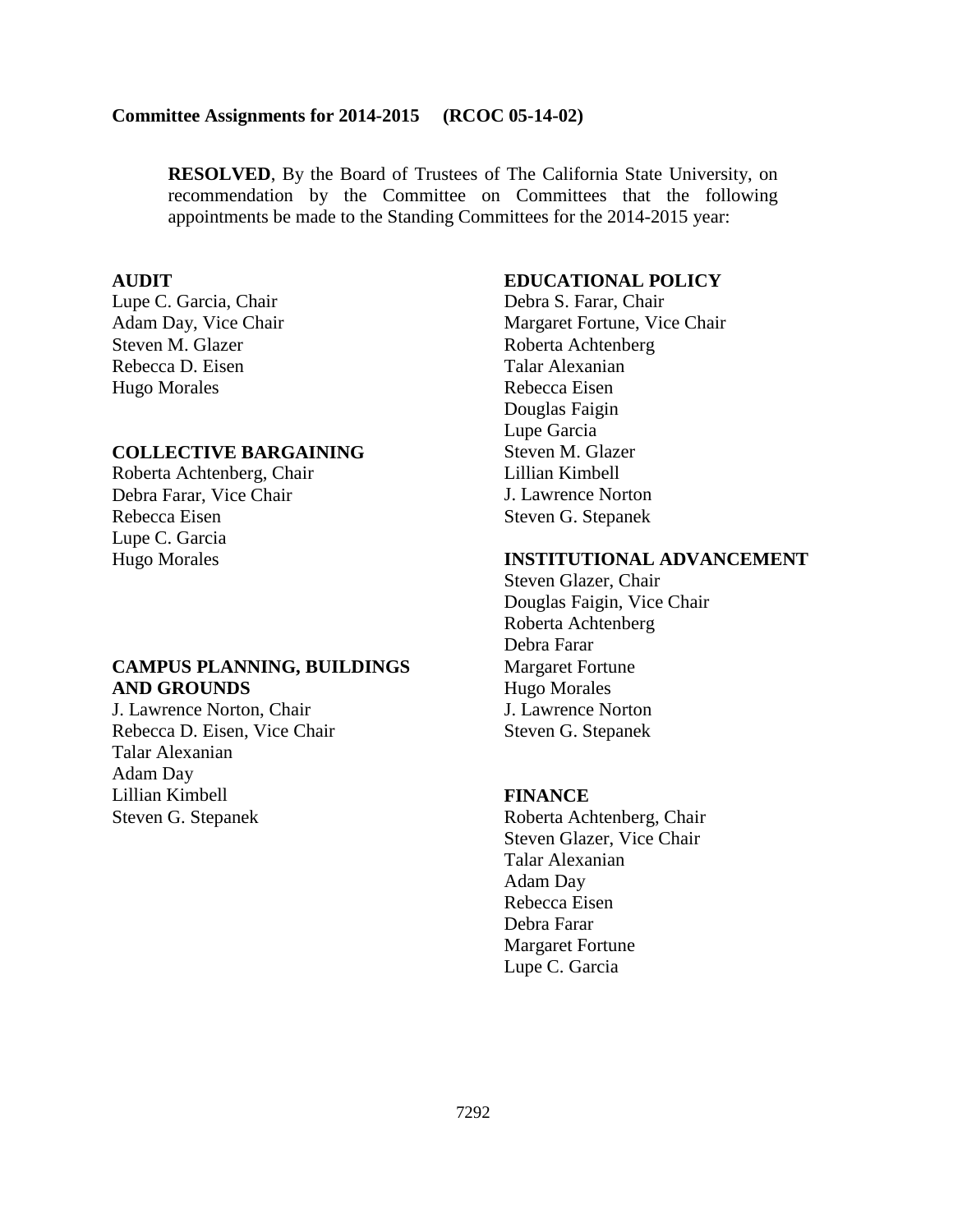**Committee Assignments for 2014-2015 (RCOC 05-14-02)**

**RESOLVED**, By the Board of Trustees of The California State University, on recommendation by the Committee on Committees that the following appointments be made to the Standing Committees for the 2014-2015 year:

**AUDIT**
Lupe C. Garcia, Chair
Adam Day, Vice Chair
Steven M. Glazer
Rebecca D. Eisen
Hugo Morales

**COLLECTIVE BARGAINING**
Roberta Achtenberg, Chair
Debra Farar, Vice Chair
Rebecca Eisen
Lupe C. Garcia
Hugo Morales

**CAMPUS PLANNING, BUILDINGS AND GROUNDS**
J. Lawrence Norton, Chair
Rebecca D. Eisen, Vice Chair
Talar Alexanian
Adam Day
Lillian Kimbell
Steven G. Stepanek

**EDUCATIONAL POLICY**
Debra S. Farar, Chair
Margaret Fortune, Vice Chair
Roberta Achtenberg
Talar Alexanian
Rebecca Eisen
Douglas Faigin
Lupe Garcia
Steven M. Glazer
Lillian Kimbell
J. Lawrence Norton
Steven G. Stepanek

**INSTITUTIONAL ADVANCEMENT**
Steven Glazer, Chair
Douglas Faigin, Vice Chair
Roberta Achtenberg
Debra Farar
Margaret Fortune
Hugo Morales
J. Lawrence Norton
Steven G. Stepanek

**FINANCE**
Roberta Achtenberg, Chair
Steven Glazer, Vice Chair
Talar Alexanian
Adam Day
Rebecca Eisen
Debra Farar
Margaret Fortune
Lupe C. Garcia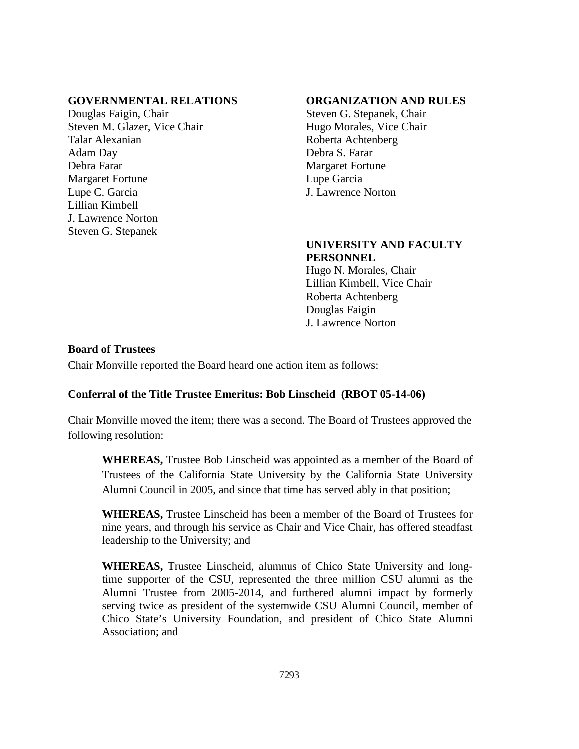**GOVERNMENTAL RELATIONS**
Douglas Faigin, Chair
Steven M. Glazer, Vice Chair
Talar Alexanian
Adam Day
Debra Farar
Margaret Fortune
Lupe C. Garcia
Lillian Kimbell
J. Lawrence Norton
Steven G. Stepanek

**ORGANIZATION AND RULES**
Steven G. Stepanek, Chair
Hugo Morales, Vice Chair
Roberta Achtenberg
Debra S. Farar
Margaret Fortune
Lupe Garcia
J. Lawrence Norton

**UNIVERSITY AND FACULTY PERSONNEL**
Hugo N. Morales, Chair
Lillian Kimbell, Vice Chair
Roberta Achtenberg
Douglas Faigin
J. Lawrence Norton

**Board of Trustees**

Chair Monville reported the Board heard one action item as follows:

**Conferral of the Title Trustee Emeritus: Bob Linscheid (RBOT 05-14-06)**

Chair Monville moved the item; there was a second. The Board of Trustees approved the following resolution:

> **WHEREAS,** Trustee Bob Linscheid was appointed as a member of the Board of Trustees of the California State University by the California State University Alumni Council in 2005, and since that time has served ably in that position;
>
> **WHEREAS,** Trustee Linscheid has been a member of the Board of Trustees for nine years, and through his service as Chair and Vice Chair, has offered steadfast leadership to the University; and
>
> **WHEREAS,** Trustee Linscheid, alumnus of Chico State University and long-time supporter of the CSU, represented the three million CSU alumni as the Alumni Trustee from 2005-2014, and furthered alumni impact by formerly serving twice as president of the systemwide CSU Alumni Council, member of Chico State's University Foundation, and president of Chico State Alumni Association; and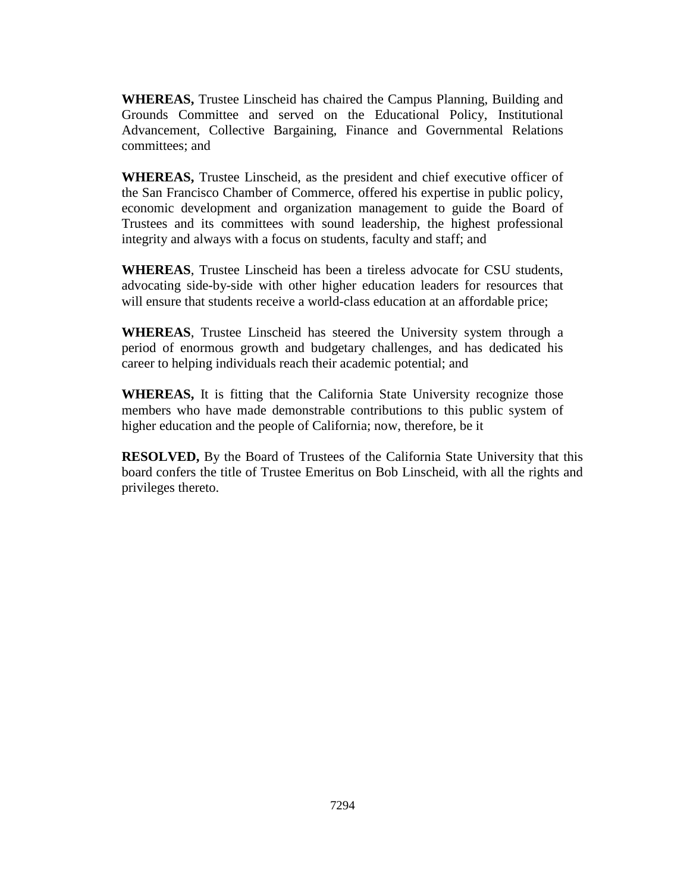**WHEREAS,** Trustee Linscheid has chaired the Campus Planning, Building and Grounds Committee and served on the Educational Policy, Institutional Advancement, Collective Bargaining, Finance and Governmental Relations committees; and

**WHEREAS,** Trustee Linscheid, as the president and chief executive officer of the San Francisco Chamber of Commerce, offered his expertise in public policy, economic development and organization management to guide the Board of Trustees and its committees with sound leadership, the highest professional integrity and always with a focus on students, faculty and staff; and

**WHEREAS**, Trustee Linscheid has been a tireless advocate for CSU students, advocating side-by-side with other higher education leaders for resources that will ensure that students receive a world-class education at an affordable price;

**WHEREAS**, Trustee Linscheid has steered the University system through a period of enormous growth and budgetary challenges, and has dedicated his career to helping individuals reach their academic potential; and

**WHEREAS,** It is fitting that the California State University recognize those members who have made demonstrable contributions to this public system of higher education and the people of California; now, therefore, be it

**RESOLVED,** By the Board of Trustees of the California State University that this board confers the title of Trustee Emeritus on Bob Linscheid, with all the rights and privileges thereto.

7294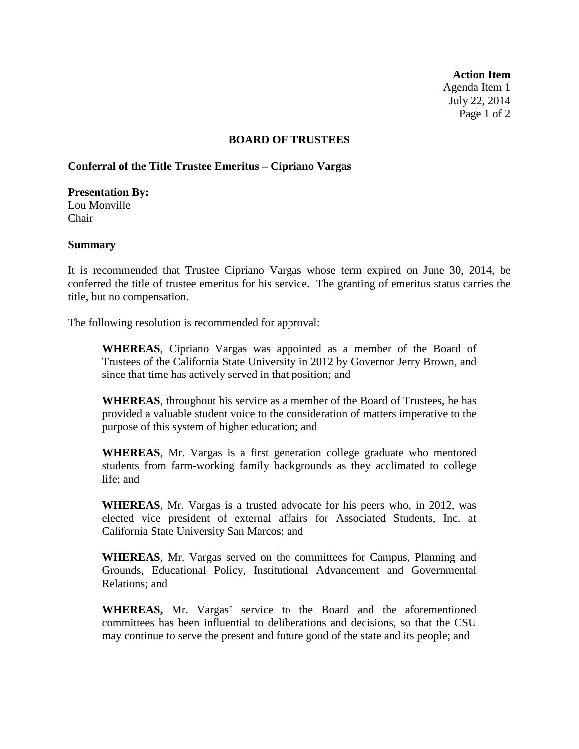**Action Item**
Agenda Item 1
July 22, 2014

## BOARD OF TRUSTEES

### Conferral of the Title Trustee Emeritus – Cipriano Vargas

**Presentation By:**
Lou Monville
Chair

### Summary

It is recommended that Trustee Cipriano Vargas whose term expired on June 30, 2014, be conferred the title of trustee emeritus for his service. The granting of emeritus status carries the title, but no compensation.

The following resolution is recommended for approval:

> **WHEREAS**, Cipriano Vargas was appointed as a member of the Board of Trustees of the California State University in 2012 by Governor Jerry Brown, and since that time has actively served in that position; and
>
> **WHEREAS**, throughout his service as a member of the Board of Trustees, he has provided a valuable student voice to the consideration of matters imperative to the purpose of this system of higher education; and
>
> **WHEREAS**, Mr. Vargas is a first generation college graduate who mentored students from farm-working family backgrounds as they acclimated to college life; and
>
> **WHEREAS**, Mr. Vargas is a trusted advocate for his peers who, in 2012, was elected vice president of external affairs for Associated Students, Inc. at California State University San Marcos; and
>
> **WHEREAS**, Mr. Vargas served on the committees for Campus, Planning and Grounds, Educational Policy, Institutional Advancement and Governmental Relations; and
>
> **WHEREAS,** Mr. Vargas' service to the Board and the aforementioned committees has been influential to deliberations and decisions, so that the CSU may continue to serve the present and future good of the state and its people; and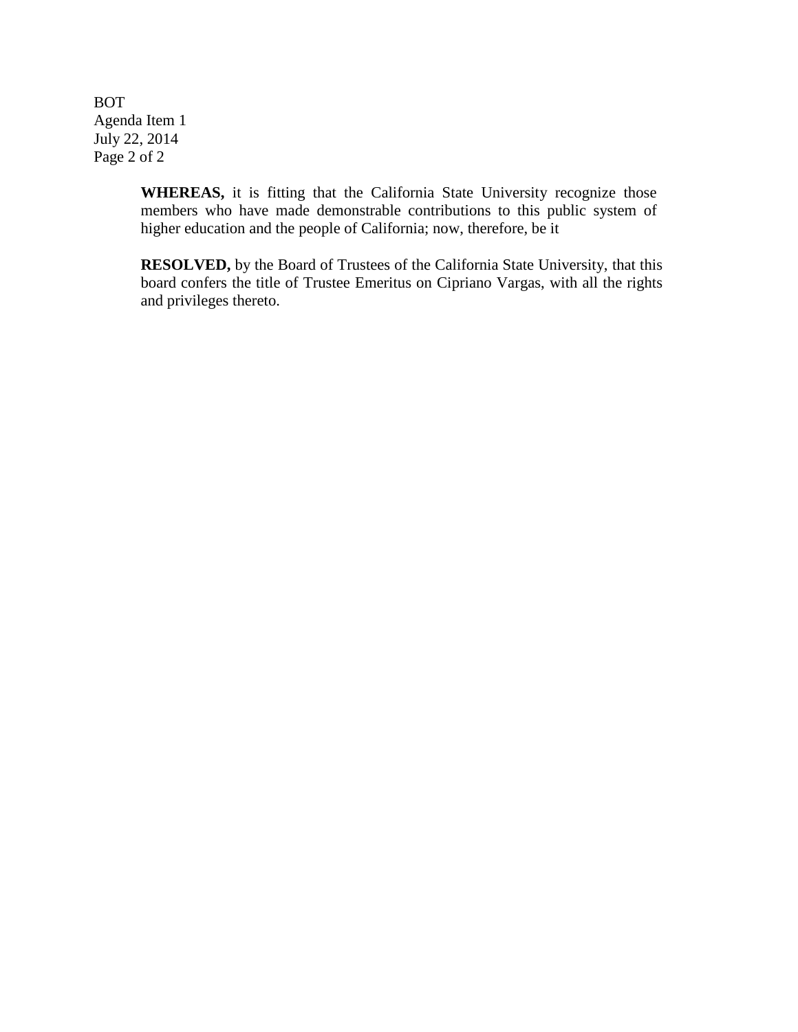**WHEREAS,** it is fitting that the California State University recognize those members who have made demonstrable contributions to this public system of higher education and the people of California; now, therefore, be it

**RESOLVED,** by the Board of Trustees of the California State University, that this board confers the title of Trustee Emeritus on Cipriano Vargas, with all the rights and privileges thereto.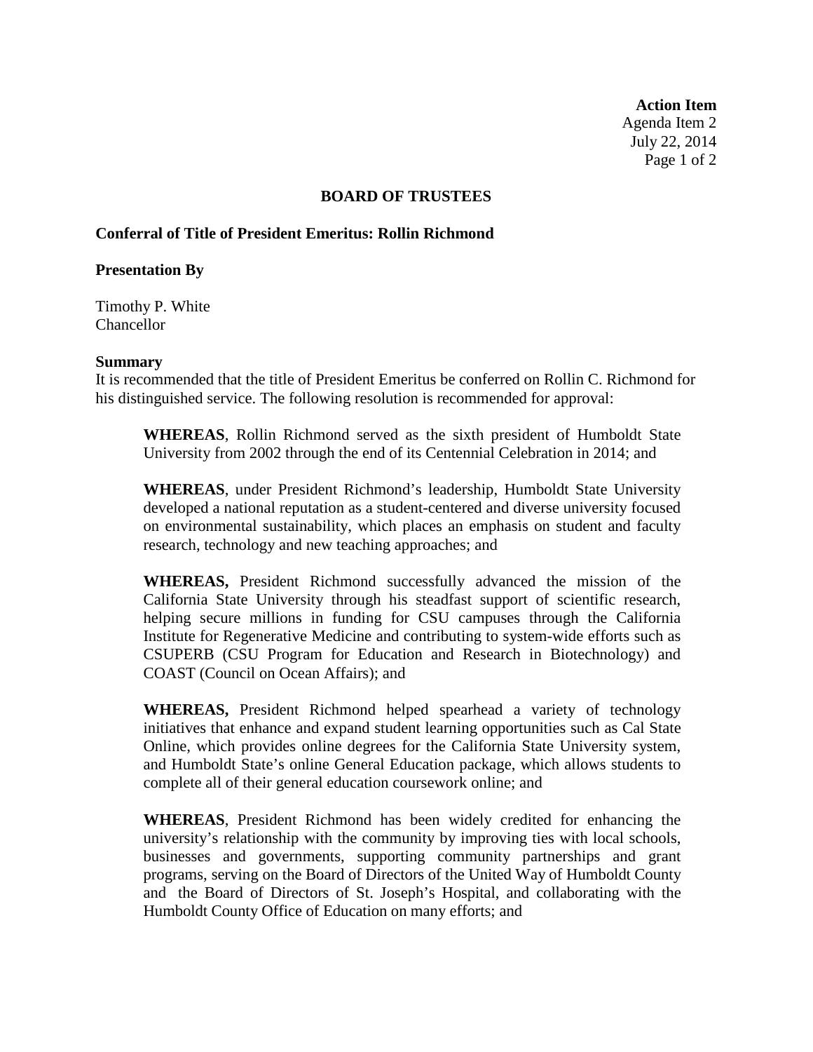**Action Item**
Agenda Item 2
July 22, 2014

## BOARD OF TRUSTEES

### Conferral of Title of President Emeritus: Rollin Richmond

**Presentation By**

Timothy P. White
Chancellor

**Summary**

It is recommended that the title of President Emeritus be conferred on Rollin C. Richmond for his distinguished service. The following resolution is recommended for approval:

> **WHEREAS**, Rollin Richmond served as the sixth president of Humboldt State University from 2002 through the end of its Centennial Celebration in 2014; and
>
> **WHEREAS**, under President Richmond's leadership, Humboldt State University developed a national reputation as a student-centered and diverse university focused on environmental sustainability, which places an emphasis on student and faculty research, technology and new teaching approaches; and
>
> **WHEREAS,** President Richmond successfully advanced the mission of the California State University through his steadfast support of scientific research, helping secure millions in funding for CSU campuses through the California Institute for Regenerative Medicine and contributing to system-wide efforts such as CSUPERB (CSU Program for Education and Research in Biotechnology) and COAST (Council on Ocean Affairs); and
>
> **WHEREAS,** President Richmond helped spearhead a variety of technology initiatives that enhance and expand student learning opportunities such as Cal State Online, which provides online degrees for the California State University system, and Humboldt State's online General Education package, which allows students to complete all of their general education coursework online; and
>
> **WHEREAS**, President Richmond has been widely credited for enhancing the university's relationship with the community by improving ties with local schools, businesses and governments, supporting community partnerships and grant programs, serving on the Board of Directors of the United Way of Humboldt County and the Board of Directors of St. Joseph's Hospital, and collaborating with the Humboldt County Office of Education on many efforts; and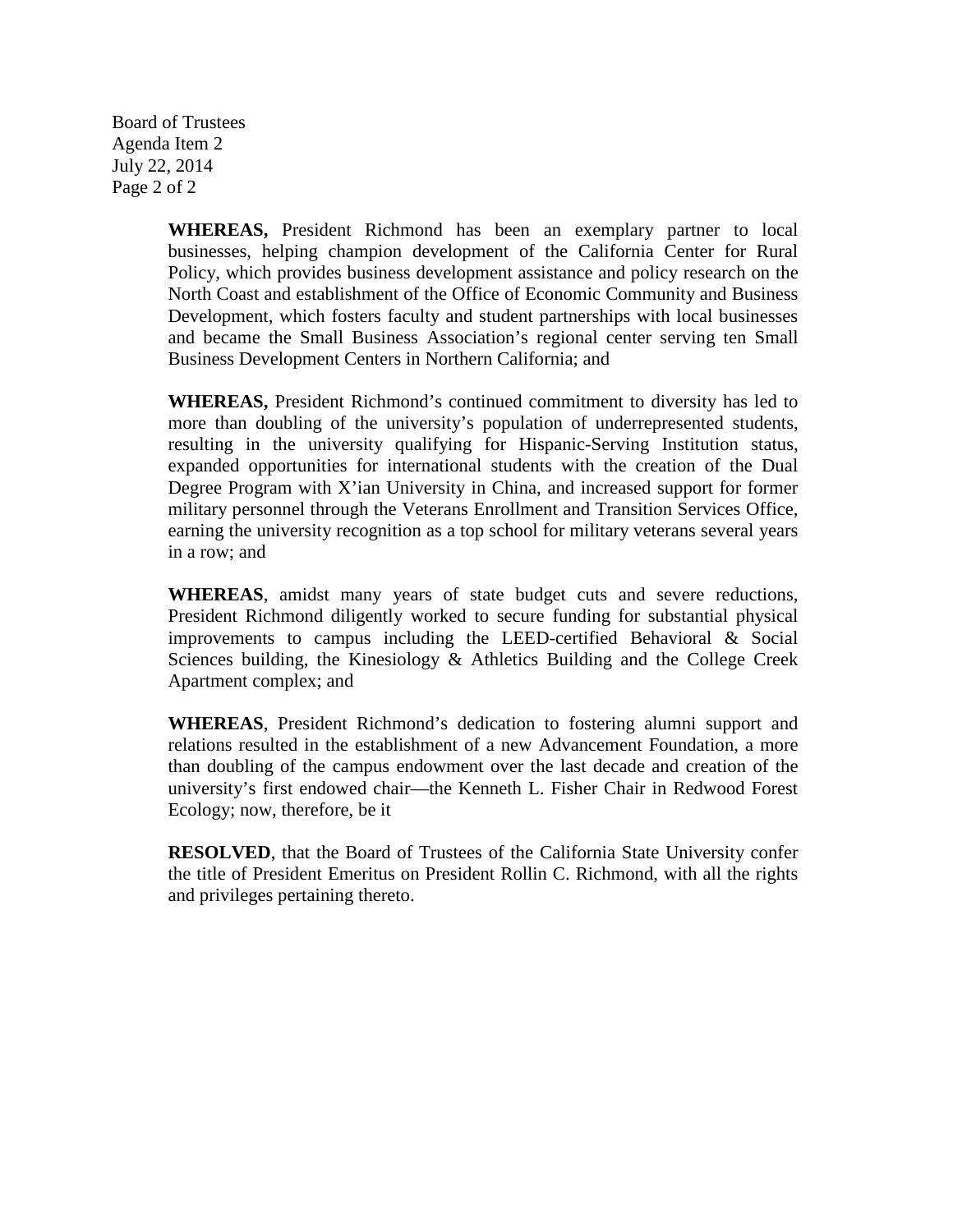**WHEREAS,** President Richmond has been an exemplary partner to local businesses, helping champion development of the California Center for Rural Policy, which provides business development assistance and policy research on the North Coast and establishment of the Office of Economic Community and Business Development, which fosters faculty and student partnerships with local businesses and became the Small Business Association's regional center serving ten Small Business Development Centers in Northern California; and

**WHEREAS,** President Richmond's continued commitment to diversity has led to more than doubling of the university's population of underrepresented students, resulting in the university qualifying for Hispanic-Serving Institution status, expanded opportunities for international students with the creation of the Dual Degree Program with X'ian University in China, and increased support for former military personnel through the Veterans Enrollment and Transition Services Office, earning the university recognition as a top school for military veterans several years in a row; and

**WHEREAS**, amidst many years of state budget cuts and severe reductions, President Richmond diligently worked to secure funding for substantial physical improvements to campus including the LEED-certified Behavioral & Social Sciences building, the Kinesiology & Athletics Building and the College Creek Apartment complex; and

**WHEREAS**, President Richmond's dedication to fostering alumni support and relations resulted in the establishment of a new Advancement Foundation, a more than doubling of the campus endowment over the last decade and creation of the university's first endowed chair—the Kenneth L. Fisher Chair in Redwood Forest Ecology; now, therefore, be it

**RESOLVED**, that the Board of Trustees of the California State University confer the title of President Emeritus on President Rollin C. Richmond, with all the rights and privileges pertaining thereto.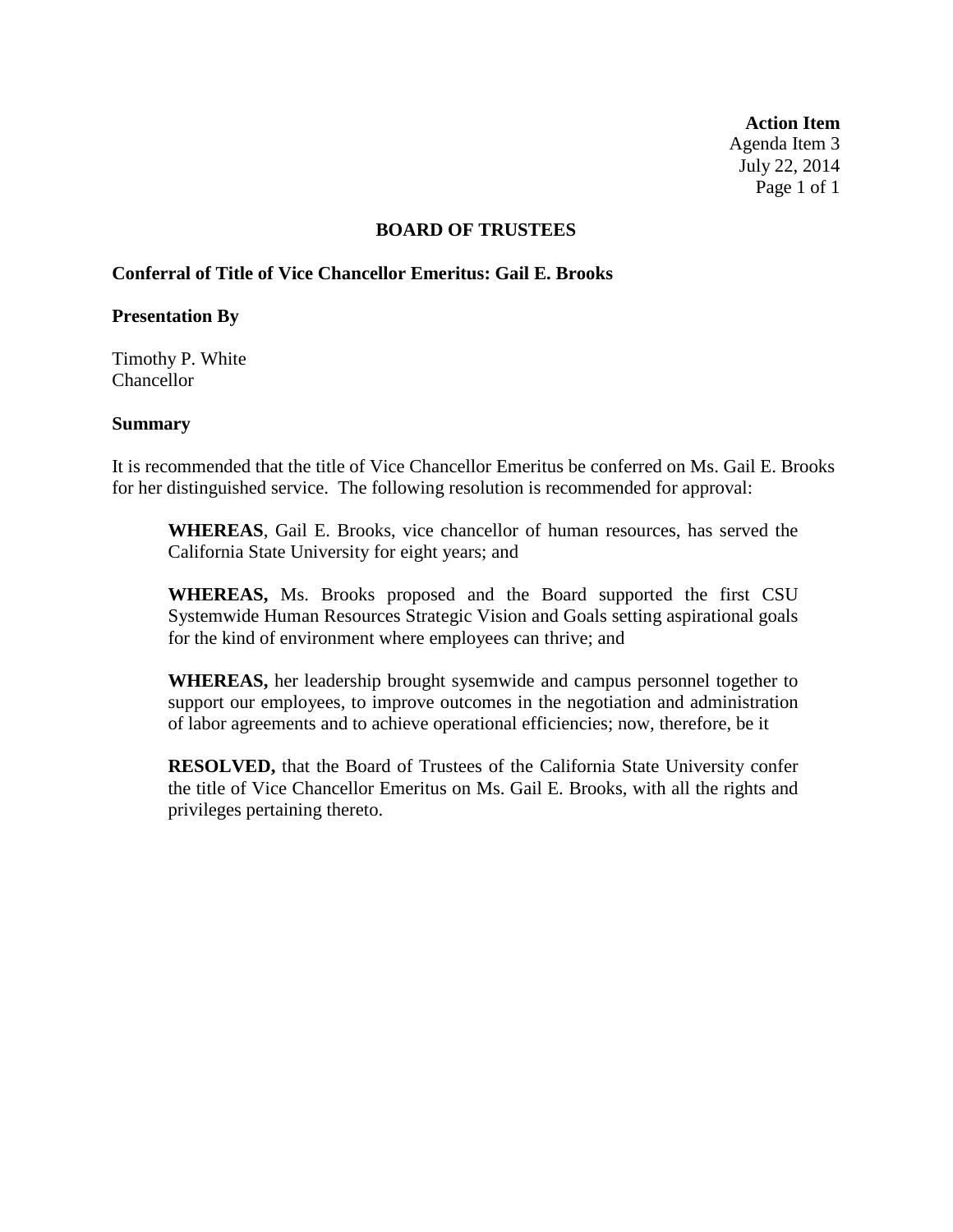**Action Item**
Agenda Item 3
July 22, 2014

## BOARD OF TRUSTEES

### Conferral of Title of Vice Chancellor Emeritus: Gail E. Brooks

**Presentation By**

Timothy P. White
Chancellor

**Summary**

It is recommended that the title of Vice Chancellor Emeritus be conferred on Ms. Gail E. Brooks for her distinguished service. The following resolution is recommended for approval:

> **WHEREAS**, Gail E. Brooks, vice chancellor of human resources, has served the California State University for eight years; and
>
> **WHEREAS,** Ms. Brooks proposed and the Board supported the first CSU Systemwide Human Resources Strategic Vision and Goals setting aspirational goals for the kind of environment where employees can thrive; and
>
> **WHEREAS,** her leadership brought sysemwide and campus personnel together to support our employees, to improve outcomes in the negotiation and administration of labor agreements and to achieve operational efficiencies; now, therefore, be it
>
> **RESOLVED,** that the Board of Trustees of the California State University confer the title of Vice Chancellor Emeritus on Ms. Gail E. Brooks, with all the rights and privileges pertaining thereto.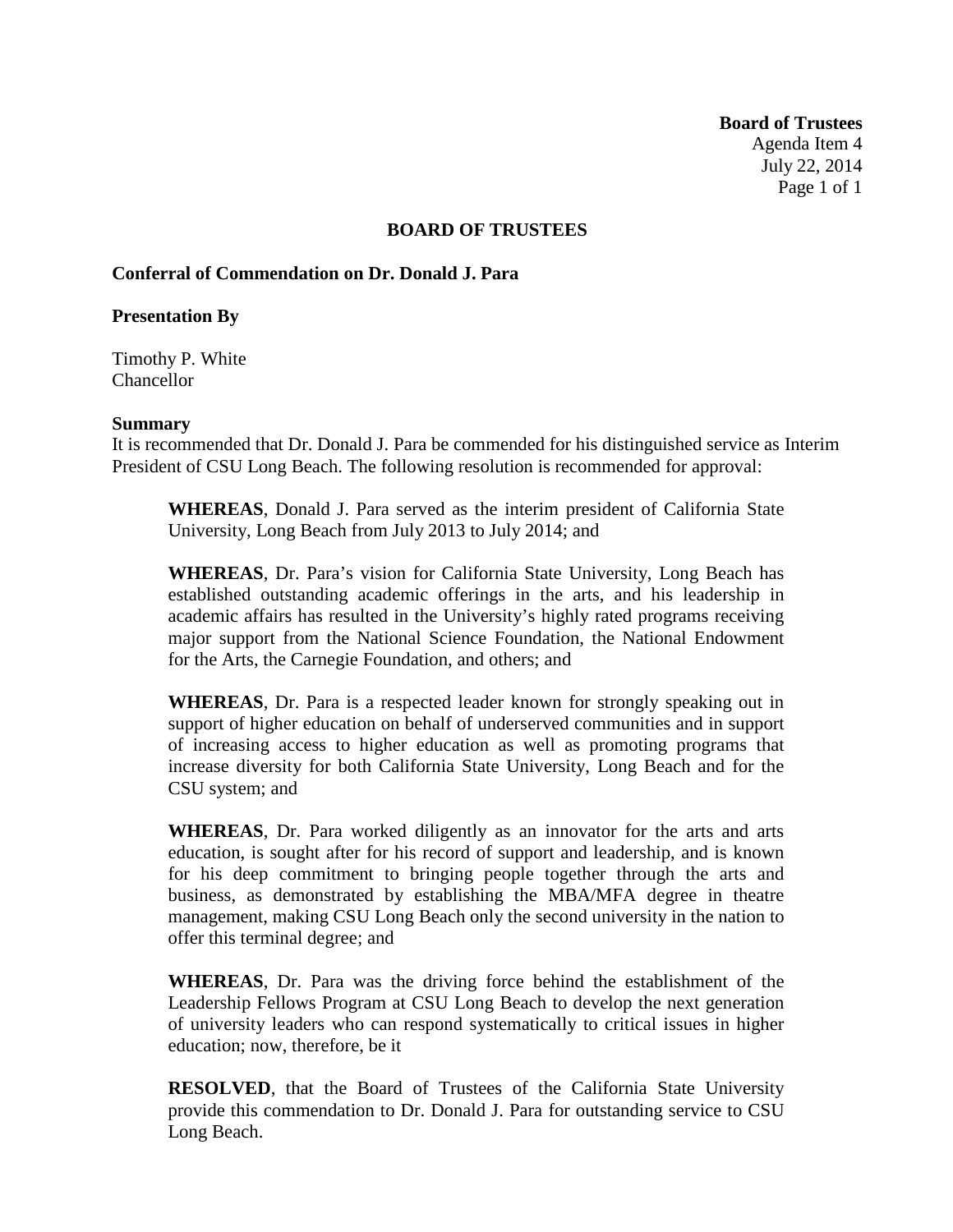**Board of Trustees**
Agenda Item 4
July 22, 2014

# BOARD OF TRUSTEES

## Conferral of Commendation on Dr. Donald J. Para

### Presentation By

Timothy P. White
Chancellor

### Summary

It is recommended that Dr. Donald J. Para be commended for his distinguished service as Interim President of CSU Long Beach. The following resolution is recommended for approval:

> **WHEREAS**, Donald J. Para served as the interim president of California State University, Long Beach from July 2013 to July 2014; and
>
> **WHEREAS**, Dr. Para's vision for California State University, Long Beach has established outstanding academic offerings in the arts, and his leadership in academic affairs has resulted in the University's highly rated programs receiving major support from the National Science Foundation, the National Endowment for the Arts, the Carnegie Foundation, and others; and
>
> **WHEREAS**, Dr. Para is a respected leader known for strongly speaking out in support of higher education on behalf of underserved communities and in support of increasing access to higher education as well as promoting programs that increase diversity for both California State University, Long Beach and for the CSU system; and
>
> **WHEREAS**, Dr. Para worked diligently as an innovator for the arts and arts education, is sought after for his record of support and leadership, and is known for his deep commitment to bringing people together through the arts and business, as demonstrated by establishing the MBA/MFA degree in theatre management, making CSU Long Beach only the second university in the nation to offer this terminal degree; and
>
> **WHEREAS**, Dr. Para was the driving force behind the establishment of the Leadership Fellows Program at CSU Long Beach to develop the next generation of university leaders who can respond systematically to critical issues in higher education; now, therefore, be it
>
> **RESOLVED**, that the Board of Trustees of the California State University provide this commendation to Dr. Donald J. Para for outstanding service to CSU Long Beach.